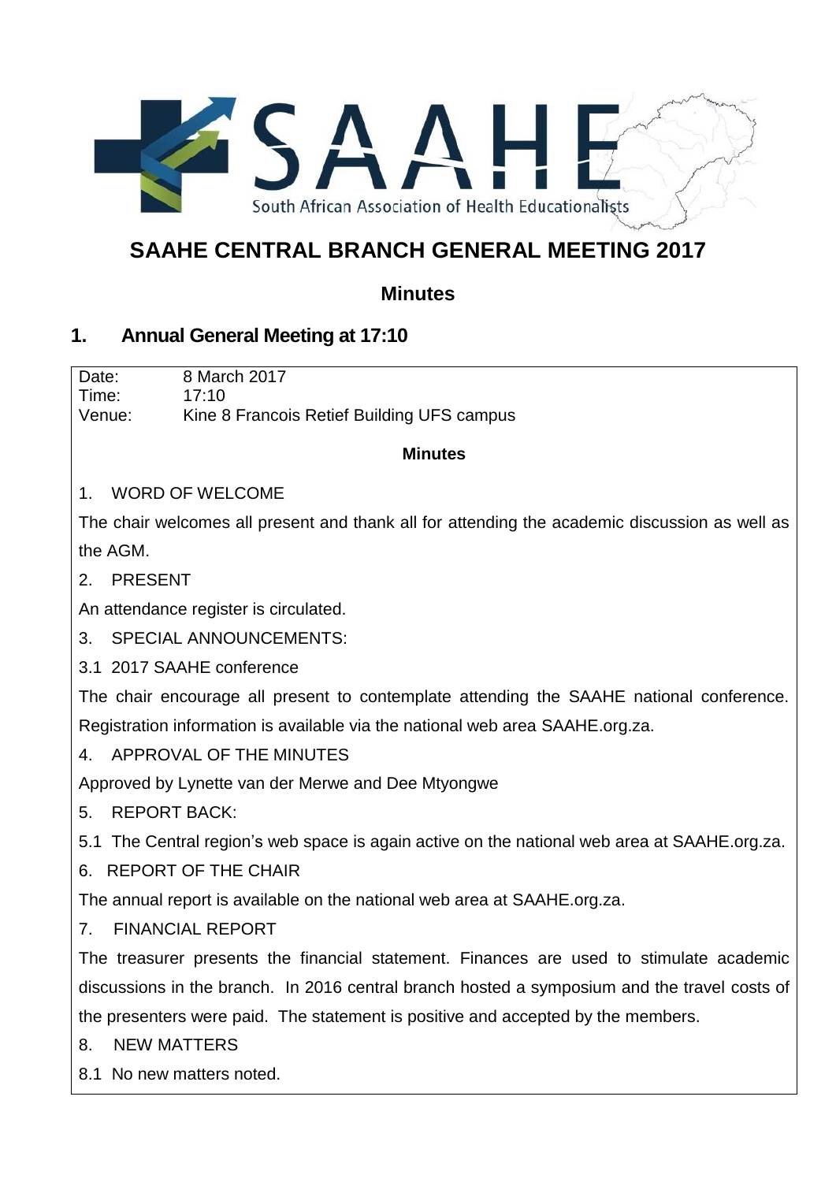# SAAHE CENTRAL BRANCH GENERAL MEETING 2017

## Minutes

## 1. Annual General Meeting at 17:10

Date: 8 March 2017
Time: 17:10
Venue: Kine 8 Francois Retief Building UFS campus

**Minutes**

1. WORD OF WELCOME

The chair welcomes all present and thank all for attending the academic discussion as well as the AGM.

2. PRESENT

An attendance register is circulated.

3. SPECIAL ANNOUNCEMENTS:

3.1 2017 SAAHE conference

The chair encourage all present to contemplate attending the SAAHE national conference. Registration information is available via the national web area SAAHE.org.za.

4. APPROVAL OF THE MINUTES

Approved by Lynette van der Merwe and Dee Mtyongwe

5. REPORT BACK:

5.1 The Central region's web space is again active on the national web area at SAAHE.org.za.

6. REPORT OF THE CHAIR

The annual report is available on the national web area at SAAHE.org.za.

7. FINANCIAL REPORT

The treasurer presents the financial statement. Finances are used to stimulate academic discussions in the branch. In 2016 central branch hosted a symposium and the travel costs of the presenters were paid. The statement is positive and accepted by the members.

8. NEW MATTERS

8.1 No new matters noted.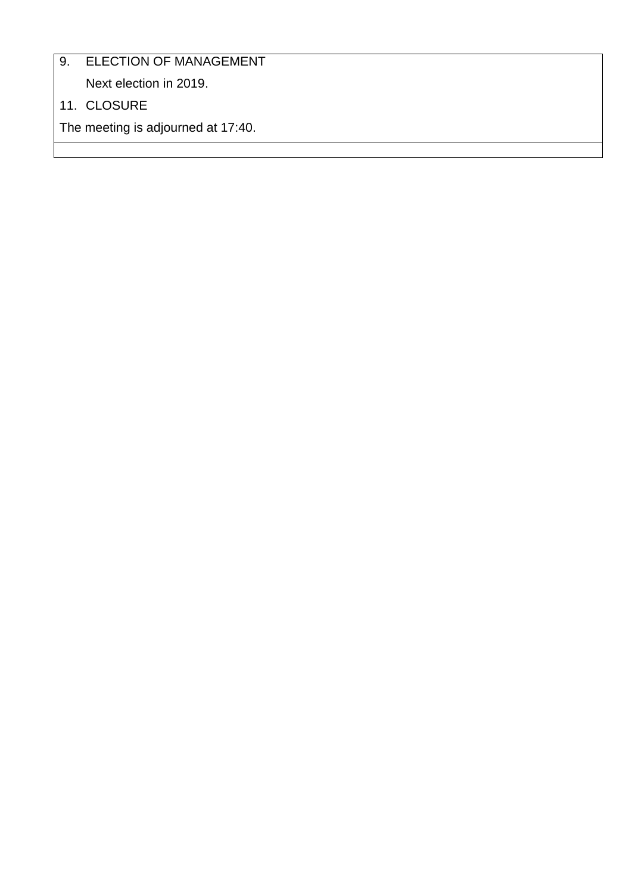9. ELECTION OF MANAGEMENT

   Next election in 2019.

11. CLOSURE

The meeting is adjourned at 17:40.